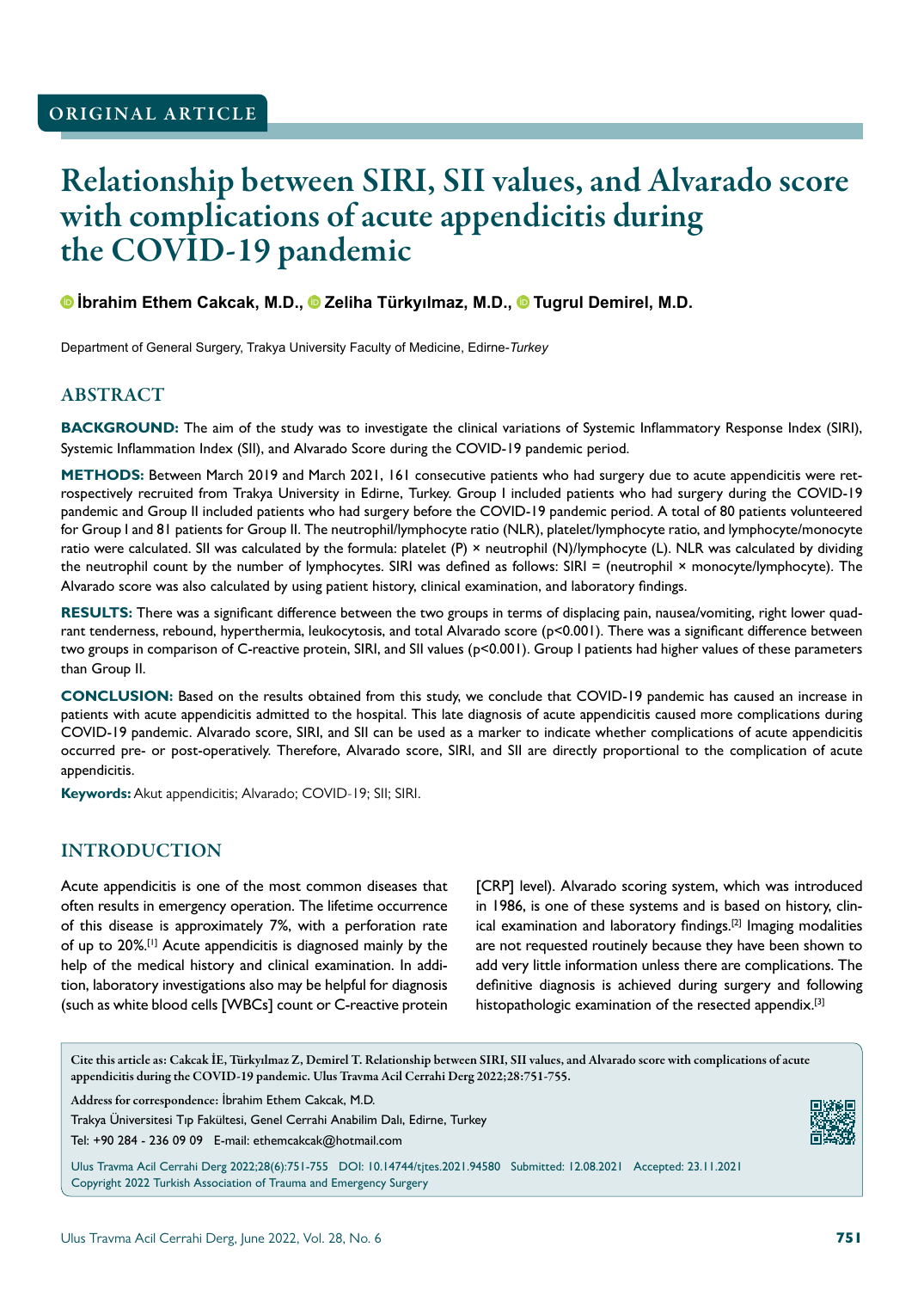ORIGINAL ARTICLE

# Relationship between SIRI, SII values, and Alvarado score with complications of acute appendicitis during the COVID-19 pandemic

**İbrahim Ethem Cakcak, M.D., Zeliha Türkyılmaz, M.D., Tugrul Demirel, M.D.**

Department of General Surgery, Trakya University Faculty of Medicine, Edirne-*Turkey*

## ABSTRACT

**BACKGROUND:** The aim of the study was to investigate the clinical variations of Systemic Inflammatory Response Index (SIRI), Systemic Inflammation Index (SII), and Alvarado Score during the COVID-19 pandemic period.

**METHODS:** Between March 2019 and March 2021, 161 consecutive patients who had surgery due to acute appendicitis were retrospectively recruited from Trakya University in Edirne, Turkey. Group I included patients who had surgery during the COVID-19 pandemic and Group II included patients who had surgery before the COVID-19 pandemic period. A total of 80 patients volunteered for Group I and 81 patients for Group II. The neutrophil/lymphocyte ratio (NLR), platelet/lymphocyte ratio, and lymphocyte/monocyte ratio were calculated. SII was calculated by the formula: platelet (P) × neutrophil (N)/lymphocyte (L). NLR was calculated by dividing the neutrophil count by the number of lymphocytes. SIRI was defined as follows: SIRI = (neutrophil × monocyte/lymphocyte). The Alvarado score was also calculated by using patient history, clinical examination, and laboratory findings.

**RESULTS:** There was a significant difference between the two groups in terms of displacing pain, nausea/vomiting, right lower quadrant tenderness, rebound, hyperthermia, leukocytosis, and total Alvarado score ($p<0.001$). There was a significant difference between two groups in comparison of C-reactive protein, SIRI, and SII values ($p<0.001$). Group I patients had higher values of these parameters than Group II.

**CONCLUSION:** Based on the results obtained from this study, we conclude that COVID-19 pandemic has caused an increase in patients with acute appendicitis admitted to the hospital. This late diagnosis of acute appendicitis caused more complications during COVID-19 pandemic. Alvarado score, SIRI, and SII can be used as a marker to indicate whether complications of acute appendicitis occurred pre- or post-operatively. Therefore, Alvarado score, SIRI, and SII are directly proportional to the complication of acute appendicitis.

**Keywords:** Akut appendicitis; Alvarado; COVID-19; SII; SIRI.

## INTRODUCTION

Acute appendicitis is one of the most common diseases that often results in emergency operation. The lifetime occurrence of this disease is approximately 7%, with a perforation rate of up to 20%.[1] Acute appendicitis is diagnosed mainly by the help of the medical history and clinical examination. In addition, laboratory investigations also may be helpful for diagnosis (such as white blood cells [WBCs] count or C-reactive protein [CRP] level). Alvarado scoring system, which was introduced in 1986, is one of these systems and is based on history, clinical examination and laboratory findings.[2] Imaging modalities are not requested routinely because they have been shown to add very little information unless there are complications. The definitive diagnosis is achieved during surgery and following histopathologic examination of the resected appendix.[3]

Cite this article as: Cakcak İE, Türkyılmaz Z, Demirel T. Relationship between SIRI, SII values, and Alvarado score with complications of acute appendicitis during the COVID-19 pandemic. Ulus Travma Acil Cerrahi Derg 2022;28:751-755.

Address for correspondence: İbrahim Ethem Cakcak, M.D.

Trakya Üniversitesi Tıp Fakültesi, Genel Cerrahi Anabilim Dalı, Edirne, Turkey

Tel: +90 284 - 236 09 09 E-mail: ethemcakcak@hotmail.com

Ulus Travma Acil Cerrahi Derg 2022;28(6):751-755 DOI: 10.14744/tjtes.2021.94580 Submitted: 12.08.2021 Accepted: 23.11.2021
Copyright 2022 Turkish Association of Trauma and Emergency Surgery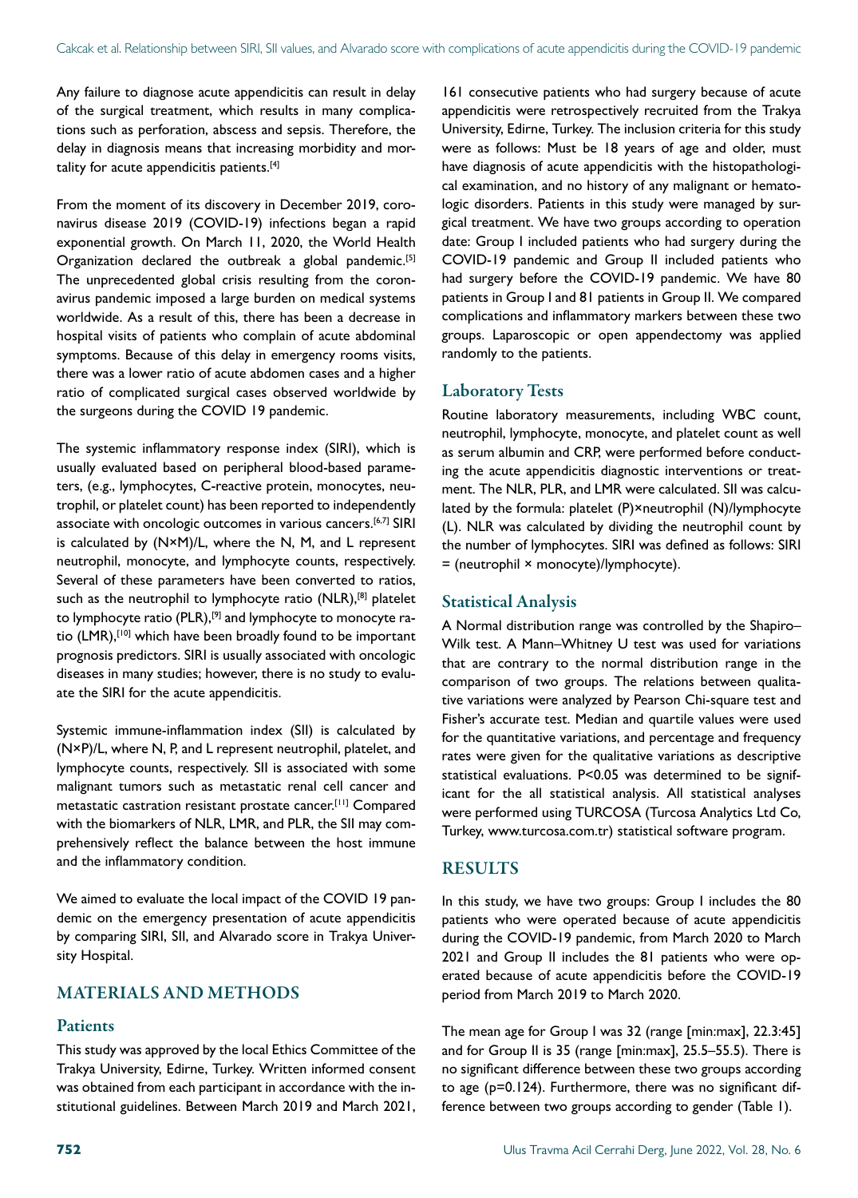Any failure to diagnose acute appendicitis can result in delay of the surgical treatment, which results in many complications such as perforation, abscess and sepsis. Therefore, the delay in diagnosis means that increasing morbidity and mortality for acute appendicitis patients.[4]

From the moment of its discovery in December 2019, coronavirus disease 2019 (COVID-19) infections began a rapid exponential growth. On March 11, 2020, the World Health Organization declared the outbreak a global pandemic.[5] The unprecedented global crisis resulting from the coronavirus pandemic imposed a large burden on medical systems worldwide. As a result of this, there has been a decrease in hospital visits of patients who complain of acute abdominal symptoms. Because of this delay in emergency rooms visits, there was a lower ratio of acute abdomen cases and a higher ratio of complicated surgical cases observed worldwide by the surgeons during the COVID 19 pandemic.

The systemic inflammatory response index (SIRI), which is usually evaluated based on peripheral blood-based parameters, (e.g., lymphocytes, C-reactive protein, monocytes, neutrophil, or platelet count) has been reported to independently associate with oncologic outcomes in various cancers.[6,7] SIRI is calculated by (N×M)/L, where the N, M, and L represent neutrophil, monocyte, and lymphocyte counts, respectively. Several of these parameters have been converted to ratios, such as the neutrophil to lymphocyte ratio (NLR),[8] platelet to lymphocyte ratio (PLR),[9] and lymphocyte to monocyte ratio (LMR),[10] which have been broadly found to be important prognosis predictors. SIRI is usually associated with oncologic diseases in many studies; however, there is no study to evaluate the SIRI for the acute appendicitis.

Systemic immune-inflammation index (SII) is calculated by (N×P)/L, where N, P, and L represent neutrophil, platelet, and lymphocyte counts, respectively. SII is associated with some malignant tumors such as metastatic renal cell cancer and metastatic castration resistant prostate cancer.[11] Compared with the biomarkers of NLR, LMR, and PLR, the SII may comprehensively reflect the balance between the host immune and the inflammatory condition.

We aimed to evaluate the local impact of the COVID 19 pandemic on the emergency presentation of acute appendicitis by comparing SIRI, SII, and Alvarado score in Trakya University Hospital.

## MATERIALS AND METHODS

### Patients

This study was approved by the local Ethics Committee of the Trakya University, Edirne, Turkey. Written informed consent was obtained from each participant in accordance with the institutional guidelines. Between March 2019 and March 2021, 161 consecutive patients who had surgery because of acute appendicitis were retrospectively recruited from the Trakya University, Edirne, Turkey. The inclusion criteria for this study were as follows: Must be 18 years of age and older, must have diagnosis of acute appendicitis with the histopathological examination, and no history of any malignant or hematologic disorders. Patients in this study were managed by surgical treatment. We have two groups according to operation date: Group I included patients who had surgery during the COVID-19 pandemic and Group II included patients who had surgery before the COVID-19 pandemic. We have 80 patients in Group I and 81 patients in Group II. We compared complications and inflammatory markers between these two groups. Laparoscopic or open appendectomy was applied randomly to the patients.

### Laboratory Tests

Routine laboratory measurements, including WBC count, neutrophil, lymphocyte, monocyte, and platelet count as well as serum albumin and CRP, were performed before conducting the acute appendicitis diagnostic interventions or treatment. The NLR, PLR, and LMR were calculated. SII was calculated by the formula: platelet (P)×neutrophil (N)/lymphocyte (L). NLR was calculated by dividing the neutrophil count by the number of lymphocytes. SIRI was defined as follows: SIRI = (neutrophil × monocyte)/lymphocyte).

### Statistical Analysis

A Normal distribution range was controlled by the Shapiro–Wilk test. A Mann–Whitney U test was used for variations that are contrary to the normal distribution range in the comparison of two groups. The relations between qualitative variations were analyzed by Pearson Chi-square test and Fisher's accurate test. Median and quartile values were used for the quantitative variations, and percentage and frequency rates were given for the qualitative variations as descriptive statistical evaluations. P<0.05 was determined to be significant for the all statistical analysis. All statistical analyses were performed using TURCOSA (Turcosa Analytics Ltd Co, Turkey, www.turcosa.com.tr) statistical software program.

## RESULTS

In this study, we have two groups: Group I includes the 80 patients who were operated because of acute appendicitis during the COVID-19 pandemic, from March 2020 to March 2021 and Group II includes the 81 patients who were operated because of acute appendicitis before the COVID-19 period from March 2019 to March 2020.

The mean age for Group I was 32 (range [min:max], 22.3:45] and for Group II is 35 (range [min:max], 25.5–55.5). There is no significant difference between these two groups according to age (p=0.124). Furthermore, there was no significant difference between two groups according to gender (Table 1).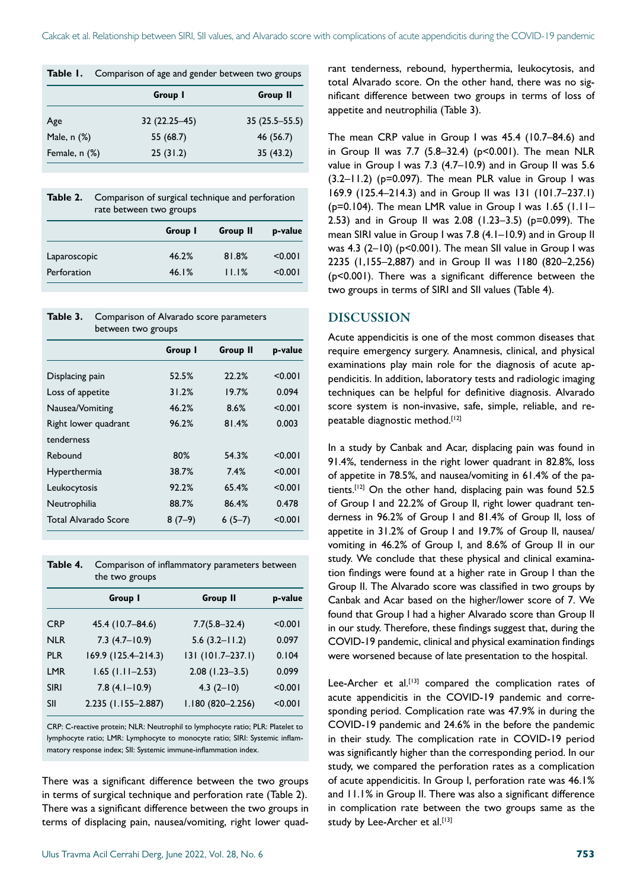**Table 1.** Comparison of age and gender between two groups

| | Group I | Group II |
|---|---|---|
| Age | 32 (22.25–45) | 35 (25.5–55.5) |
| Male, n (%) | 55 (68.7) | 46 (56.7) |
| Female, n (%) | 25 (31.2) | 35 (43.2) |

**Table 2.** Comparison of surgical technique and perforation rate between two groups

| | Group I | Group II | p-value |
|---|---|---|---|
| Laparoscopic | 46.2% | 81.8% | <0.001 |
| Perforation | 46.1% | 11.1% | <0.001 |

**Table 3.** Comparison of Alvarado score parameters between two groups

| | Group I | Group II | p-value |
|---|---|---|---|
| Displacing pain | 52.5% | 22.2% | <0.001 |
| Loss of appetite | 31.2% | 19.7% | 0.094 |
| Nausea/Vomiting | 46.2% | 8.6% | <0.001 |
| Right lower quadrant tenderness | 96.2% | 81.4% | 0.003 |
| Rebound | 80% | 54.3% | <0.001 |
| Hyperthermia | 38.7% | 7.4% | <0.001 |
| Leukocytosis | 92.2% | 65.4% | <0.001 |
| Neutrophilia | 88.7% | 86.4% | 0.478 |
| Total Alvarado Score | 8 (7–9) | 6 (5–7) | <0.001 |

**Table 4.** Comparison of inflammatory parameters between the two groups

| | Group I | Group II | p-value |
|---|---|---|---|
| CRP | 45.4 (10.7–84.6) | 7.7(5.8–32.4) | <0.001 |
| NLR | 7.3 (4.7–10.9) | 5.6 (3.2–11.2) | 0.097 |
| PLR | 169.9 (125.4–214.3) | 131 (101.7–237.1) | 0.104 |
| LMR | 1.65 (1.11–2.53) | 2.08 (1.23–3.5) | 0.099 |
| SIRI | 7.8 (4.1–10.9) | 4.3 (2–10) | <0.001 |
| SII | 2.235 (1.155–2.887) | 1.180 (820–2.256) | <0.001 |

CRP: C-reactive protein; NLR: Neutrophil to lymphocyte ratio; PLR: Platelet to lymphocyte ratio; LMR: Lymphocyte to monocyte ratio; SIRI: Systemic inflammatory response index; SII: Systemic immune-inflammation index.

There was a significant difference between the two groups in terms of surgical technique and perforation rate (Table 2). There was a significant difference between the two groups in terms of displacing pain, nausea/vomiting, right lower quadrant tenderness, rebound, hyperthermia, leukocytosis, and total Alvarado score. On the other hand, there was no significant difference between two groups in terms of loss of appetite and neutrophilia (Table 3).

The mean CRP value in Group I was 45.4 (10.7–84.6) and in Group II was 7.7 (5.8–32.4) (p<0.001). The mean NLR value in Group I was 7.3 (4.7–10.9) and in Group II was 5.6 (3.2–11.2) (p=0.097). The mean PLR value in Group I was 169.9 (125.4–214.3) and in Group II was 131 (101.7–237.1) (p=0.104). The mean LMR value in Group I was 1.65 (1.11–2.53) and in Group II was 2.08 (1.23–3.5) (p=0.099). The mean SIRI value in Group I was 7.8 (4.1–10.9) and in Group II was 4.3 (2–10) (p<0.001). The mean SII value in Group I was 2235 (1,155–2,887) and in Group II was 1180 (820–2,256) (p<0.001). There was a significant difference between the two groups in terms of SIRI and SII values (Table 4).

## DISCUSSION

Acute appendicitis is one of the most common diseases that require emergency surgery. Anamnesis, clinical, and physical examinations play main role for the diagnosis of acute appendicitis. In addition, laboratory tests and radiologic imaging techniques can be helpful for definitive diagnosis. Alvarado score system is non-invasive, safe, simple, reliable, and repeatable diagnostic method.[12]

In a study by Canbak and Acar, displacing pain was found in 91.4%, tenderness in the right lower quadrant in 82.8%, loss of appetite in 78.5%, and nausea/vomiting in 61.4% of the patients.[12] On the other hand, displacing pain was found 52.5 of Group I and 22.2% of Group II, right lower quadrant tenderness in 96.2% of Group I and 81.4% of Group II, loss of appetite in 31.2% of Group I and 19.7% of Group II, nausea/vomiting in 46.2% of Group I, and 8.6% of Group II in our study. We conclude that these physical and clinical examination findings were found at a higher rate in Group I than the Group II. The Alvarado score was classified in two groups by Canbak and Acar based on the higher/lower score of 7. We found that Group I had a higher Alvarado score than Group II in our study. Therefore, these findings suggest that, during the COVID-19 pandemic, clinical and physical examination findings were worsened because of late presentation to the hospital.

Lee-Archer et al.[13] compared the complication rates of acute appendicitis in the COVID-19 pandemic and corresponding period. Complication rate was 47.9% in during the COVID-19 pandemic and 24.6% in the before the pandemic in their study. The complication rate in COVID-19 period was significantly higher than the corresponding period. In our study, we compared the perforation rates as a complication of acute appendicitis. In Group I, perforation rate was 46.1% and 11.1% in Group II. There was also a significant difference in complication rate between the two groups same as the study by Lee-Archer et al.[13]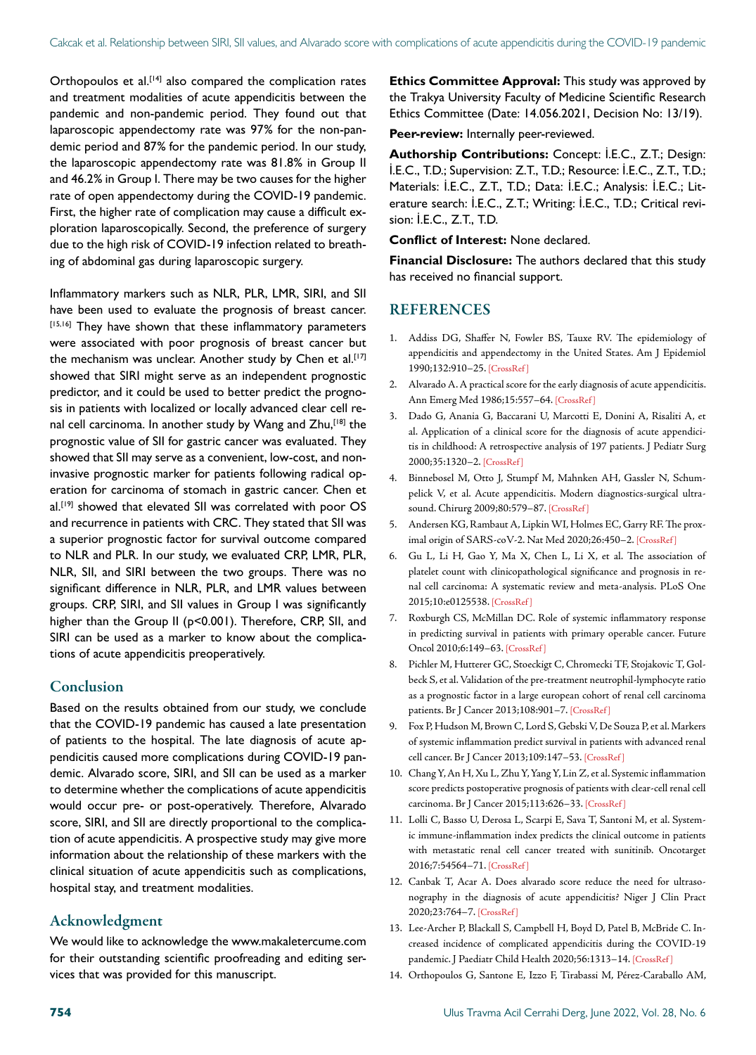Orthopoulos et al.[14] also compared the complication rates and treatment modalities of acute appendicitis between the pandemic and non-pandemic period. They found out that laparoscopic appendectomy rate was 97% for the non-pandemic period and 87% for the pandemic period. In our study, the laparoscopic appendectomy rate was 81.8% in Group II and 46.2% in Group I. There may be two causes for the higher rate of open appendectomy during the COVID-19 pandemic. First, the higher rate of complication may cause a difficult exploration laparoscopically. Second, the preference of surgery due to the high risk of COVID-19 infection related to breathing of abdominal gas during laparoscopic surgery.

Inflammatory markers such as NLR, PLR, LMR, SIRI, and SII have been used to evaluate the prognosis of breast cancer.[15,16] They have shown that these inflammatory parameters were associated with poor prognosis of breast cancer but the mechanism was unclear. Another study by Chen et al.[17] showed that SIRI might serve as an independent prognostic predictor, and it could be used to better predict the prognosis in patients with localized or locally advanced clear cell renal cell carcinoma. In another study by Wang and Zhu,[18] the prognostic value of SII for gastric cancer was evaluated. They showed that SII may serve as a convenient, low-cost, and non-invasive prognostic marker for patients following radical operation for carcinoma of stomach in gastric cancer. Chen et al.[19] showed that elevated SII was correlated with poor OS and recurrence in patients with CRC. They stated that SII was a superior prognostic factor for survival outcome compared to NLR and PLR. In our study, we evaluated CRP, LMR, PLR, NLR, SII, and SIRI between the two groups. There was no significant difference in NLR, PLR, and LMR values between groups. CRP, SIRI, and SII values in Group I was significantly higher than the Group II ($p<0.001$). Therefore, CRP, SII, and SIRI can be used as a marker to know about the complications of acute appendicitis preoperatively.

## Conclusion

Based on the results obtained from our study, we conclude that the COVID-19 pandemic has caused a late presentation of patients to the hospital. The late diagnosis of acute appendicitis caused more complications during COVID-19 pandemic. Alvarado score, SIRI, and SII can be used as a marker to determine whether the complications of acute appendicitis would occur pre- or post-operatively. Therefore, Alvarado score, SIRI, and SII are directly proportional to the complication of acute appendicitis. A prospective study may give more information about the relationship of these markers with the clinical situation of acute appendicitis such as complications, hospital stay, and treatment modalities.

## Acknowledgment

We would like to acknowledge the www.makaletercume.com for their outstanding scientific proofreading and editing services that was provided for this manuscript.

**Ethics Committee Approval:** This study was approved by the Trakya University Faculty of Medicine Scientific Research Ethics Committee (Date: 14.056.2021, Decision No: 13/19).

**Peer-review:** Internally peer-reviewed.

**Authorship Contributions:** Concept: İ.E.C., Z.T.; Design: İ.E.C., T.D.; Supervision: Z.T., T.D.; Resource: İ.E.C., Z.T., T.D.; Materials: İ.E.C., Z.T., T.D.; Data: İ.E.C.; Analysis: İ.E.C.; Literature search: İ.E.C., Z.T.; Writing: İ.E.C., T.D.; Critical revision: İ.E.C., Z.T., T.D.

**Conflict of Interest:** None declared.

**Financial Disclosure:** The authors declared that this study has received no financial support.

## REFERENCES

1. Addiss DG, Shaffer N, Fowler BS, Tauxe RV. The epidemiology of appendicitis and appendectomy in the United States. Am J Epidemiol 1990;132:910–25. [CrossRef]
2. Alvarado A. A practical score for the early diagnosis of acute appendicitis. Ann Emerg Med 1986;15:557–64. [CrossRef]
3. Dado G, Anania G, Baccarani U, Marcotti E, Donini A, Risaliti A, et al. Application of a clinical score for the diagnosis of acute appendicitis in childhood: A retrospective analysis of 197 patients. J Pediatr Surg 2000;35:1320–2. [CrossRef]
4. Binnebosel M, Otto J, Stumpf M, Mahnken AH, Gassler N, Schumpelick V, et al. Acute appendicitis. Modern diagnostics-surgical ultrasound. Chirurg 2009;80:579–87. [CrossRef]
5. Andersen KG, Rambaut A, Lipkin WI, Holmes EC, Garry RF. The proximal origin of SARS-coV-2. Nat Med 2020;26:450–2. [CrossRef]
6. Gu L, Li H, Gao Y, Ma X, Chen L, Li X, et al. The association of platelet count with clinicopathological significance and prognosis in renal cell carcinoma: A systematic review and meta-analysis. PLoS One 2015;10:e0125538. [CrossRef]
7. Roxburgh CS, McMillan DC. Role of systemic inflammatory response in predicting survival in patients with primary operable cancer. Future Oncol 2010;6:149–63. [CrossRef]
8. Pichler M, Hutterer GC, Stoeckigt C, Chromecki TF, Stojakovic T, Golbeck S, et al. Validation of the pre-treatment neutrophil-lymphocyte ratio as a prognostic factor in a large european cohort of renal cell carcinoma patients. Br J Cancer 2013;108:901–7. [CrossRef]
9. Fox P, Hudson M, Brown C, Lord S, Gebski V, De Souza P, et al. Markers of systemic inflammation predict survival in patients with advanced renal cell cancer. Br J Cancer 2013;109:147–53. [CrossRef]
10. Chang Y, An H, Xu L, Zhu Y, Yang Y, Lin Z, et al. Systemic inflammation score predicts postoperative prognosis of patients with clear-cell renal cell carcinoma. Br J Cancer 2015;113:626–33. [CrossRef]
11. Lolli C, Basso U, Derosa L, Scarpi E, Sava T, Santoni M, et al. Systemic immune-inflammation index predicts the clinical outcome in patients with metastatic renal cell cancer treated with sunitinib. Oncotarget 2016;7:54564–71. [CrossRef]
12. Canbak T, Acar A. Does alvarado score reduce the need for ultrasonography in the diagnosis of acute appendicitis? Niger J Clin Pract 2020;23:764–7. [CrossRef]
13. Lee-Archer P, Blackall S, Campbell H, Boyd D, Patel B, McBride C. Increased incidence of complicated appendicitis during the COVID-19 pandemic. J Paediatr Child Health 2020;56:1313–14. [CrossRef]
14. Orthopoulos G, Santone E, Izzo F, Tirabassi M, Pérez-Caraballo AM,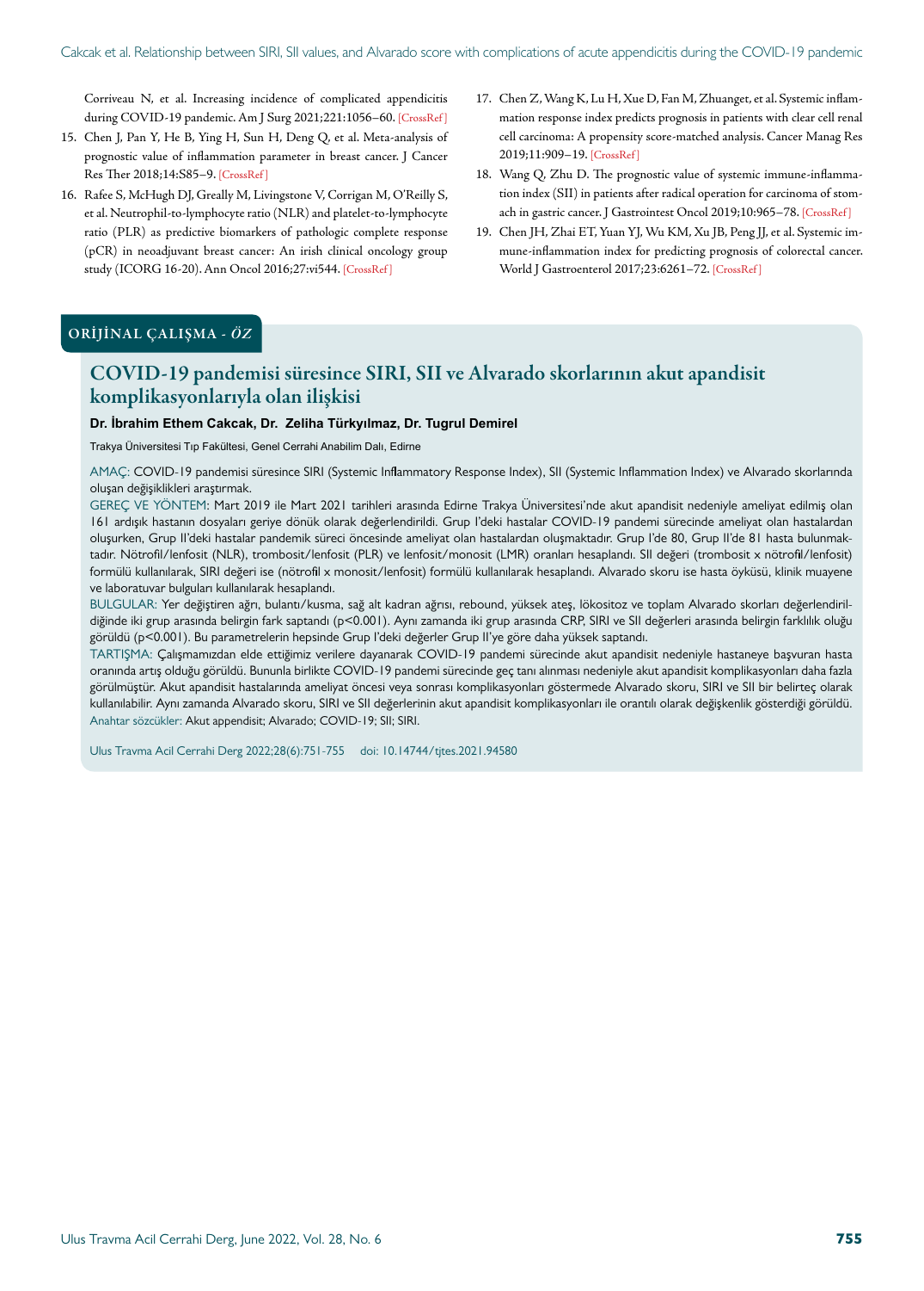Corriveau N, et al. Increasing incidence of complicated appendicitis during COVID-19 pandemic. Am J Surg 2021;221:1056–60. [CrossRef]

15. Chen J, Pan Y, He B, Ying H, Sun H, Deng Q, et al. Meta-analysis of prognostic value of inflammation parameter in breast cancer. J Cancer Res Ther 2018;14:S85–9. [CrossRef]
16. Rafee S, McHugh DJ, Greally M, Livingstone V, Corrigan M, O'Reilly S, et al. Neutrophil-to-lymphocyte ratio (NLR) and platelet-to-lymphocyte ratio (PLR) as predictive biomarkers of pathologic complete response (pCR) in neoadjuvant breast cancer: An irish clinical oncology group study (ICORG 16-20). Ann Oncol 2016;27:vi544. [CrossRef]
17. Chen Z, Wang K, Lu H, Xue D, Fan M, Zhuanget, et al. Systemic inflammation response index predicts prognosis in patients with clear cell renal cell carcinoma: A propensity score-matched analysis. Cancer Manag Res 2019;11:909–19. [CrossRef]
18. Wang Q, Zhu D. The prognostic value of systemic immune-inflammation index (SII) in patients after radical operation for carcinoma of stomach in gastric cancer. J Gastrointest Oncol 2019;10:965–78. [CrossRef]
19. Chen JH, Zhai ET, Yuan YJ, Wu KM, Xu JB, Peng JJ, et al. Systemic immune-inflammation index for predicting prognosis of colorectal cancer. World J Gastroenterol 2017;23:6261–72. [CrossRef]

ORİJİNAL ÇALIŞMA - *ÖZ*

## COVID-19 pandemisi süresince SIRI, SII ve Alvarado skorlarının akut apandisit komplikasyonlarıyla olan ilişkisi

**Dr. İbrahim Ethem Cakcak, Dr. Zeliha Türkyılmaz, Dr. Tugrul Demirel**

Trakya Üniversitesi Tıp Fakültesi, Genel Cerrahi Anabilim Dalı, Edirne

AMAÇ: COVID-19 pandemisi süresince SIRI (Systemic Inflammatory Response Index), SII (Systemic Inflammation Index) ve Alvarado skorlarında oluşan değişiklikleri araştırmak.

GEREÇ VE YÖNTEM: Mart 2019 ile Mart 2021 tarihleri arasında Edirne Trakya Üniversitesi'nde akut apandisit nedeniyle ameliyat edilmiş olan 161 ardışık hastanın dosyaları geriye dönük olarak değerlendirildi. Grup I'deki hastalar COVID-19 pandemi sürecinde ameliyat olan hastalardan oluşurken, Grup II'deki hastalar pandemik süreci öncesinde ameliyat olan hastalardan oluşmaktadır. Grup I'de 80, Grup II'de 81 hasta bulunmaktadır. Nötrofil/lenfosit (NLR), trombosit/lenfosit (PLR) ve lenfosit/monosit (LMR) oranları hesaplandı. SII değeri (trombosit x nötrofil/lenfosit) formülü kullanılarak, SIRI değeri ise (nötrofil x monosit/lenfosit) formülü kullanılarak hesaplandı. Alvarado skoru ise hasta öyküsü, klinik muayene ve laboratuvar bulguları kullanılarak hesaplandı.

BULGULAR: Yer değiştiren ağrı, bulantı/kusma, sağ alt kadran ağrısı, rebound, yüksek ateş, lökositoz ve toplam Alvarado skorları değerlendirildiğinde iki grup arasında belirgin fark saptandı ($p<0.001$). Aynı zamanda iki grup arasında CRP, SIRI ve SII değerleri arasında belirgin farklılık oluğu görüldü ($p<0.001$). Bu parametrelerin hepsinde Grup I'deki değerler Grup II'ye göre daha yüksek saptandı.

TARTIŞMA: Çalışmamızdan elde ettiğimiz verilere dayanarak COVID-19 pandemi sürecinde akut apandisit nedeniyle hastaneye başvuran hasta oranında artış olduğu görüldü. Bununla birlikte COVID-19 pandemi sürecinde geç tanı alınması nedeniyle akut apandisit komplikasyonları daha fazla görülmüştür. Akut apandisit hastalarında ameliyat öncesi veya sonrası komplikasyonları göstermede Alvarado skoru, SIRI ve SII bir belirteç olarak kullanılabilir. Aynı zamanda Alvarado skoru, SIRI ve SII değerlerinin akut apandisit komplikasyonları ile orantılı olarak değişkenlik gösterdiği görüldü.

Anahtar sözcükler: Akut appendisit; Alvarado; COVID-19; SII; SIRI.

Ulus Travma Acil Cerrahi Derg 2022;28(6):751-755 doi: 10.14744/tjtes.2021.94580